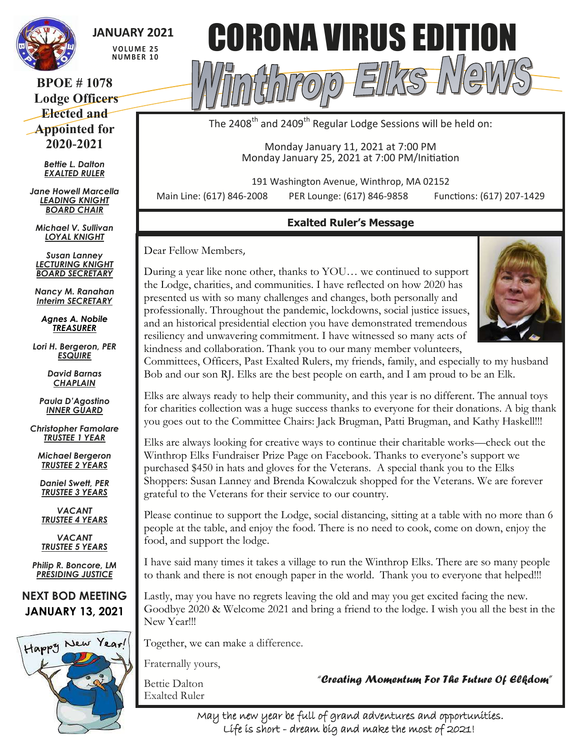# CORONA VIRUS EDITION

# Winthrop Elks News

**JANUARY 2021**
VOLUME 25
NUMBER 10

## BPOE # 1078 Lodge Officers Elected and Appointed for 2020-2021

***Bettie L. Dalton***
*EXALTED RULER*

***Jane Howell Marcella***
*LEADING KNIGHT*
*BOARD CHAIR*

***Michael V. Sullivan***
*LOYAL KNIGHT*

***Susan Lanney***
*LECTURING KNIGHT*
*BOARD SECRETARY*

***Nancy M. Ranahan***
*Interim SECRETARY*

***Agnes A. Nobile***
*TREASURER*

***Lori H. Bergeron, PER***
*ESQUIRE*

***David Barnas***
*CHAPLAIN*

***Paula D'Agostino***
*INNER GUARD*

***Christopher Famolare***
*TRUSTEE 1 YEAR*

***Michael Bergeron***
*TRUSTEE 2 YEARS*

***Daniel Swett, PER***
*TRUSTEE 3 YEARS*

***VACANT***
*TRUSTEE 4 YEARS*

***VACANT***
*TRUSTEE 5 YEARS*

***Philip R. Boncore, LM***
*PRESIDING JUSTICE*

**NEXT BOD MEETING JANUARY 13, 2021**

Happy New Year!

The 2408th and 2409th Regular Lodge Sessions will be held on:

Monday January 11, 2021 at 7:00 PM
Monday January 25, 2021 at 7:00 PM/Initiation

191 Washington Avenue, Winthrop, MA 02152
Main Line: (617) 846-2008 PER Lounge: (617) 846-9858 Functions: (617) 207-1429

### Exalted Ruler's Message

Dear Fellow Members,

During a year like none other, thanks to YOU… we continued to support the Lodge, charities, and communities. I have reflected on how 2020 has presented us with so many challenges and changes, both personally and professionally. Throughout the pandemic, lockdowns, social justice issues, and an historical presidential election you have demonstrated tremendous resiliency and unwavering commitment. I have witnessed so many acts of kindness and collaboration. Thank you to our many member volunteers, Committees, Officers, Past Exalted Rulers, my friends, family, and especially to my husband Bob and our son RJ. Elks are the best people on earth, and I am proud to be an Elk.

Elks are always ready to help their community, and this year is no different. The annual toys for charities collection was a huge success thanks to everyone for their donations. A big thank you goes out to the Committee Chairs: Jack Brugman, Patti Brugman, and Kathy Haskell!!!

Elks are always looking for creative ways to continue their charitable works—check out the Winthrop Elks Fundraiser Prize Page on Facebook. Thanks to everyone's support we purchased $450 in hats and gloves for the Veterans. A special thank you to the Elks Shoppers: Susan Lanney and Brenda Kowalczuk shopped for the Veterans. We are forever grateful to the Veterans for their service to our country.

Please continue to support the Lodge, social distancing, sitting at a table with no more than 6 people at the table, and enjoy the food. There is no need to cook, come on down, enjoy the food, and support the lodge.

I have said many times it takes a village to run the Winthrop Elks. There are so many people to thank and there is not enough paper in the world. Thank you to everyone that helped!!!

Lastly, may you have no regrets leaving the old and may you get excited facing the new. Goodbye 2020 & Welcome 2021 and bring a friend to the lodge. I wish you all the best in the New Year!!!

Together, we can make a difference.

Fraternally yours,

Bettie Dalton
Exalted Ruler

*"Creating Momentum For The Future Of Elkdom"*

May the new year be full of grand adventures and opportunities.
Life is short - dream big and make the most of 2021!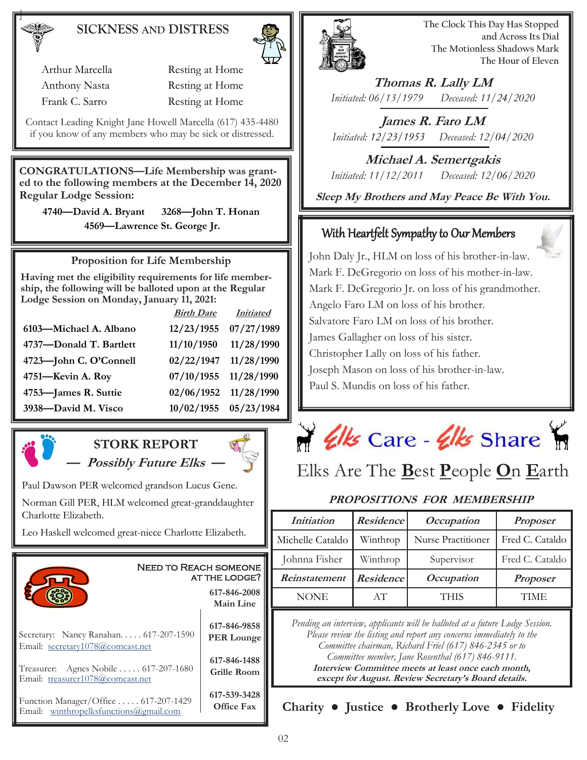## SICKNESS AND DISTRESS

| | |
|---|---|
| Arthur Marcella | Resting at Home |
| Anthony Nasta | Resting at Home |
| Frank C. Sarro | Resting at Home |

Contact Leading Knight Jane Howell Marcella (617) 435-4480 if you know of any members who may be sick or distressed.

**CONGRATULATIONS—Life Membership was granted to the following members at the December 14, 2020 Regular Lodge Session:**

**4740—David A. Bryant 3268—John T. Honan**
**4569—Lawrence St. George Jr.**

### Proposition for Life Membership

**Having met the eligibility requirements for life membership, the following will be balloted upon at the Regular Lodge Session on Monday, January 11, 2021:**

| | *Birth Date* | *Initiated* |
|---|---|---|
| **6103—Michael A. Albano** | **12/23/1955** | **07/27/1989** |
| **4737—Donald T. Bartlett** | **11/10/1950** | **11/28/1990** |
| **4723—John C. O'Connell** | **02/22/1947** | **11/28/1990** |
| **4751—Kevin A. Roy** | **07/10/1955** | **11/28/1990** |
| **4753—James R. Suttie** | **02/06/1952** | **11/28/1990** |
| **3938—David M. Visco** | **10/02/1955** | **05/23/1984** |

## STORK REPORT
### *— Possibly Future Elks —*

Paul Dawson PER welcomed grandson Lucus Gene.

Norman Gill PER, HLM welcomed great-granddaughter Charlotte Elizabeth.

Leo Haskell welcomed great-niece Charlotte Elizabeth.

### NEED TO REACH SOMEONE AT THE LODGE?

**617-846-2008** Main Line
**617-846-9858** PER Lounge
**617-846-1488** Grille Room
**617-539-3428** Office Fax

Secretary: Nancy Ranahan. . . . . 617-207-1590
Email: secretary1078@comcast.net

Treasurer: Agnes Nobile . . . . . 617-207-1680
Email: treasurer1078@comcast.net

Function Manager/Office . . . . . 617-207-1429
Email: winthropelksfunctions@gmail.com

The Clock This Day Has Stopped
and Across Its Dial
The Motionless Shadows Mark
The Hour of Eleven

***Thomas R. Lally LM***
*Initiated: 06/13/1979 Deceased: 11/24/2020*

***James R. Faro LM***
*Initiated: 12/23/1953 Deceased: 12/04/2020*

***Michael A. Semertgakis***
*Initiated: 11/12/2011 Deceased: 12/06/2020*

***Sleep My Brothers and May Peace Be With You.***

## With Heartfelt Sympathy to Our Members

John Daly Jr., HLM on loss of his brother-in-law.
Mark F. DeGregorio on loss of his mother-in-law.
Mark F. DeGregorio Jr. on loss of his grandmother.
Angelo Faro LM on loss of his brother.
Salvatore Faro LM on loss of his brother.
James Gallagher on loss of his sister.
Christopher Lally on loss of his father.
Joseph Mason on loss of his brother-in-law.
Paul S. Mundis on loss of his father.

## Elks Care - Elks Share

Elks Are The **B**est **P**eople **O**n **E**arth

### *PROPOSITIONS FOR MEMBERSHIP*

| *Initiation* | *Residence* | *Occupation* | *Proposer* |
|---|---|---|---|
| Michelle Cataldo | Winthrop | Nurse Practitioner | Fred C. Cataldo |
| Johnna Fisher | Winthrop | Supervisor | Fred C. Cataldo |
| ***Reinstatement*** | ***Residence*** | ***Occupation*** | ***Proposer*** |
| NONE | AT | THIS | TIME |

*Pending an interview, applicants will be balloted at a future Lodge Session. Please review the listing and report any concerns immediately to the Committee chairman, Richard Friel (617) 846-2345 or to Committee member, Jane Rosenthal (617) 846-9111.*
***Interview Committee meets at least once each month, except for August. Review Secretary's Board details.***

**Charity ● Justice ● Brotherly Love ● Fidelity**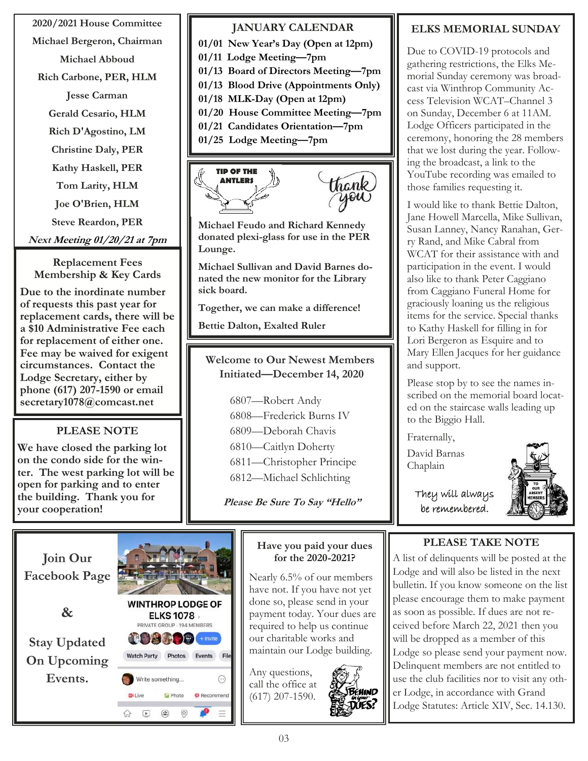## 2020/2021 House Committee

Michael Bergeron, Chairman

Michael Abboud

Rich Carbone, PER, HLM

Jesse Carman

Gerald Cesario, HLM

Rich D'Agostino, LM

Christine Daly, PER

Kathy Haskell, PER

Tom Larity, HLM

Joe O'Brien, HLM

Steve Reardon, PER

***Next Meeting 01/20/21 at 7pm***

## Replacement Fees Membership & Key Cards

**Due to the inordinate number of requests this past year for replacement cards, there will be a $10 Administrative Fee each for replacement of either one. Fee may be waived for exigent circumstances. Contact the Lodge Secretary, either by phone (617) 207-1590 or email secretary1078@comcast.net**

## PLEASE NOTE

**We have closed the parking lot on the condo side for the winter. The west parking lot will be open for parking and to enter the building. Thank you for your cooperation!**

## JANUARY CALENDAR

**01/01 New Year's Day (Open at 12pm)**
**01/11 Lodge Meeting—7pm**
**01/13 Board of Directors Meeting—7pm**
**01/13 Blood Drive (Appointments Only)**
**01/18 MLK-Day (Open at 12pm)**
**01/20 House Committee Meeting—7pm**
**01/21 Candidates Orientation—7pm**
**01/25 Lodge Meeting—7pm**

## TIP OF THE ANTLERS

thank you

**Michael Feudo and Richard Kennedy donated plexi-glass for use in the PER Lounge.**

**Michael Sullivan and David Barnes donated the new monitor for the Library sick board.**

**Together, we can make a difference!**

**Bettie Dalton, Exalted Ruler**

## Welcome to Our Newest Members Initiated—December 14, 2020

6807—Robert Andy
6808—Frederick Burns IV
6809—Deborah Chavis
6810—Caitlyn Doherty
6811—Christopher Principe
6812—Michael Schlichting

***Please Be Sure To Say "Hello"***

## ELKS MEMORIAL SUNDAY

Due to COVID-19 protocols and gathering restrictions, the Elks Memorial Sunday ceremony was broadcast via Winthrop Community Access Television WCAT–Channel 3 on Sunday, December 6 at 11AM. Lodge Officers participated in the ceremony, honoring the 28 members that we lost during the year. Following the broadcast, a link to the YouTube recording was emailed to those families requesting it.

I would like to thank Bettie Dalton, Jane Howell Marcella, Mike Sullivan, Susan Lanney, Nancy Ranahan, Gerry Rand, and Mike Cabral from WCAT for their assistance with and participation in the event. I would also like to thank Peter Caggiano from Caggiano Funeral Home for graciously loaning us the religious items for the service. Special thanks to Kathy Haskell for filling in for Lori Bergeron as Esquire and to Mary Ellen Jacques for her guidance and support.

Please stop by to see the names inscribed on the memorial board located on the staircase walls leading up to the Biggio Hall.

Fraternally,

David Barnas
Chaplain

They will always be remembered.

## Join Our Facebook Page & Stay Updated On Upcoming Events.

WINTHROP LODGE OF ELKS 1078

## Have you paid your dues for the 2020-2021?

Nearly 6.5% of our members have not. If you have not yet done so, please send in your payment today. Your dues are required to help us continue our charitable works and maintain our Lodge building.

Any questions, call the office at (617) 207-1590.

## PLEASE TAKE NOTE

A list of delinquents will be posted at the Lodge and will also be listed in the next bulletin. If you know someone on the list please encourage them to make payment as soon as possible. If dues are not received before March 22, 2021 then you will be dropped as a member of this Lodge so please send your payment now. Delinquent members are not entitled to use the club facilities nor to visit any other Lodge, in accordance with Grand Lodge Statutes: Article XIV, Sec. 14.130.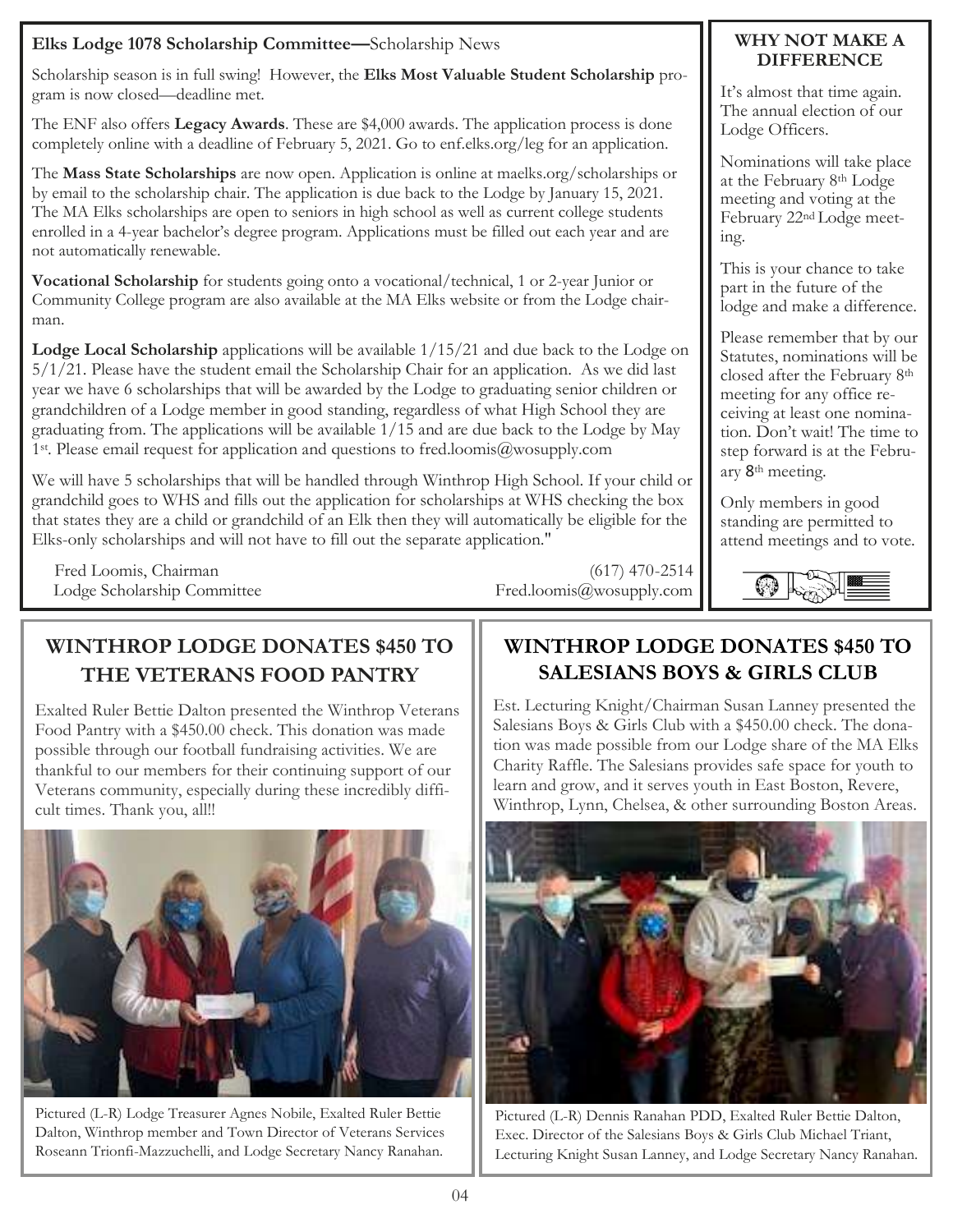**Elks Lodge 1078 Scholarship Committee—**Scholarship News

Scholarship season is in full swing! However, the **Elks Most Valuable Student Scholarship** program is now closed—deadline met.

The ENF also offers **Legacy Awards**. These are $4,000 awards. The application process is done completely online with a deadline of February 5, 2021. Go to enf.elks.org/leg for an application.

The **Mass State Scholarships** are now open. Application is online at maelks.org/scholarships or by email to the scholarship chair. The application is due back to the Lodge by January 15, 2021. The MA Elks scholarships are open to seniors in high school as well as current college students enrolled in a 4-year bachelor's degree program. Applications must be filled out each year and are not automatically renewable.

**Vocational Scholarship** for students going onto a vocational/technical, 1 or 2-year Junior or Community College program are also available at the MA Elks website or from the Lodge chairman.

**Lodge Local Scholarship** applications will be available 1/15/21 and due back to the Lodge on 5/1/21. Please have the student email the Scholarship Chair for an application. As we did last year we have 6 scholarships that will be awarded by the Lodge to graduating senior children or grandchildren of a Lodge member in good standing, regardless of what High School they are graduating from. The applications will be available 1/15 and are due back to the Lodge by May 1st. Please email request for application and questions to fred.loomis@wosupply.com

We will have 5 scholarships that will be handled through Winthrop High School. If your child or grandchild goes to WHS and fills out the application for scholarships at WHS checking the box that states they are a child or grandchild of an Elk then they will automatically be eligible for the Elks-only scholarships and will not have to fill out the separate application."

Fred Loomis, Chairman
Lodge Scholarship Committee
(617) 470-2514
Fred.loomis@wosupply.com

### WHY NOT MAKE A DIFFERENCE

It's almost that time again. The annual election of our Lodge Officers.

Nominations will take place at the February 8th Lodge meeting and voting at the February 22nd Lodge meeting.

This is your chance to take part in the future of the lodge and make a difference.

Please remember that by our Statutes, nominations will be closed after the February 8th meeting for any office receiving at least one nomination. Don't wait! The time to step forward is at the February 8th meeting.

Only members in good standing are permitted to attend meetings and to vote.

## WINTHROP LODGE DONATES $450 TO THE VETERANS FOOD PANTRY

Exalted Ruler Bettie Dalton presented the Winthrop Veterans Food Pantry with a $450.00 check. This donation was made possible through our football fundraising activities. We are thankful to our members for their continuing support of our Veterans community, especially during these incredibly difficult times. Thank you, all!!

Pictured (L-R) Lodge Treasurer Agnes Nobile, Exalted Ruler Bettie Dalton, Winthrop member and Town Director of Veterans Services Roseann Trionfi-Mazzuchelli, and Lodge Secretary Nancy Ranahan.

## WINTHROP LODGE DONATES $450 TO SALESIANS BOYS & GIRLS CLUB

Est. Lecturing Knight/Chairman Susan Lanney presented the Salesians Boys & Girls Club with a $450.00 check. The donation was made possible from our Lodge share of the MA Elks Charity Raffle. The Salesians provides safe space for youth to learn and grow, and it serves youth in East Boston, Revere, Winthrop, Lynn, Chelsea, & other surrounding Boston Areas.

Pictured (L-R) Dennis Ranahan PDD, Exalted Ruler Bettie Dalton, Exec. Director of the Salesians Boys & Girls Club Michael Triant, Lecturing Knight Susan Lanney, and Lodge Secretary Nancy Ranahan.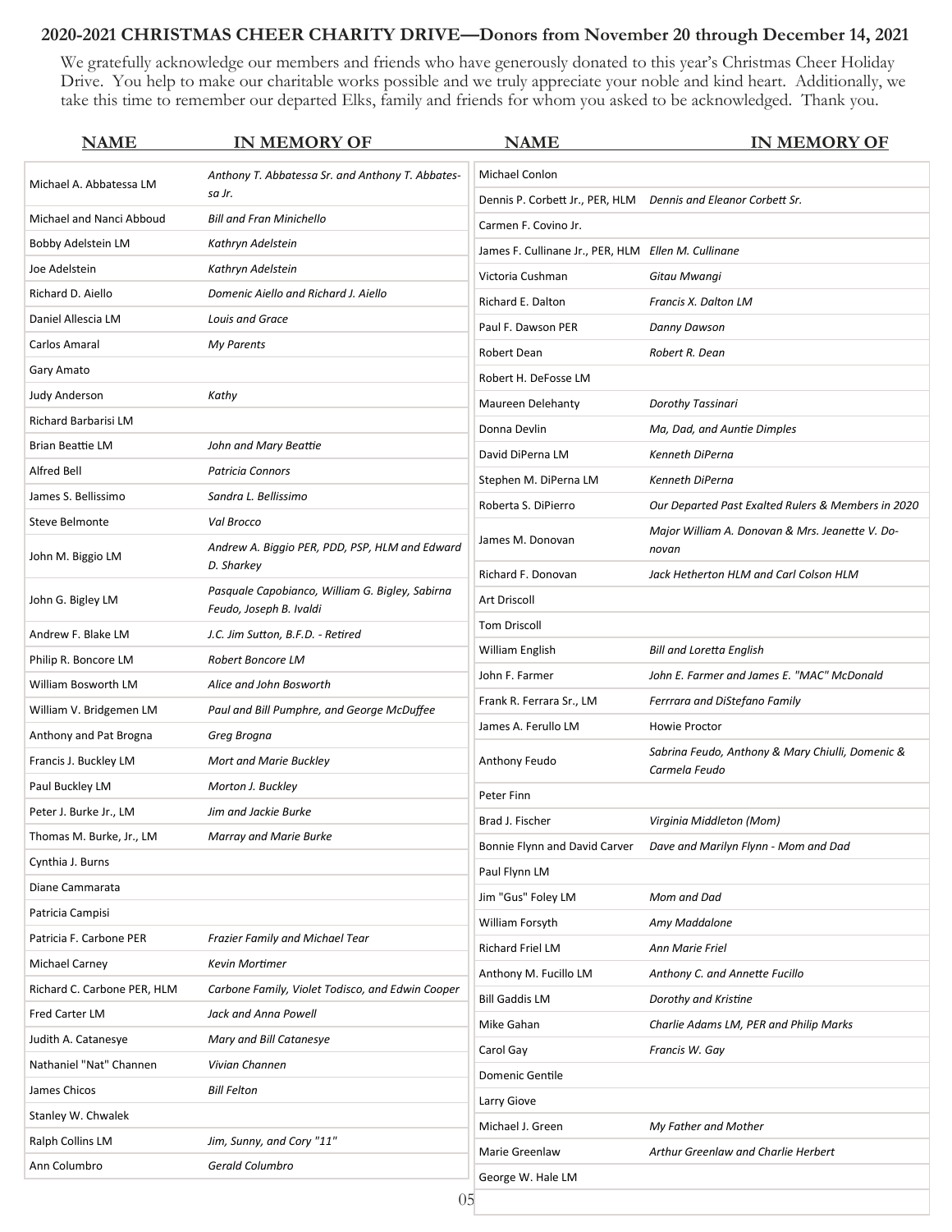## 2020-2021 CHRISTMAS CHEER CHARITY DRIVE—Donors from November 20 through December 14, 2021

We gratefully acknowledge our members and friends who have generously donated to this year's Christmas Cheer Holiday Drive. You help to make our charitable works possible and we truly appreciate your noble and kind heart. Additionally, we take this time to remember our departed Elks, family and friends for whom you asked to be acknowledged. Thank you.

| NAME | IN MEMORY OF |
|---|---|
| Michael A. Abbatessa LM | *Anthony T. Abbatessa Sr. and Anthony T. Abbatessa Jr.* |
| Michael and Nanci Abboud | *Bill and Fran Minichello* |
| Bobby Adelstein LM | *Kathryn Adelstein* |
| Joe Adelstein | *Kathryn Adelstein* |
| Richard D. Aiello | *Domenic Aiello and Richard J. Aiello* |
| Daniel Allescia LM | *Louis and Grace* |
| Carlos Amaral | *My Parents* |
| Gary Amato | |
| Judy Anderson | *Kathy* |
| Richard Barbarisi LM | |
| Brian Beattie LM | *John and Mary Beattie* |
| Alfred Bell | *Patricia Connors* |
| James S. Bellissimo | *Sandra L. Bellissimo* |
| Steve Belmonte | *Val Brocco* |
| John M. Biggio LM | *Andrew A. Biggio PER, PDD, PSP, HLM and Edward D. Sharkey* |
| John G. Bigley LM | *Pasquale Capobianco, William G. Bigley, Sabirna Feudo, Joseph B. Ivaldi* |
| Andrew F. Blake LM | *J.C. Jim Sutton, B.F.D. - Retired* |
| Philip R. Boncore LM | *Robert Boncore LM* |
| William Bosworth LM | *Alice and John Bosworth* |
| William V. Bridgemen LM | *Paul and Bill Pumphre, and George McDuffee* |
| Anthony and Pat Brogna | *Greg Brogna* |
| Francis J. Buckley LM | *Mort and Marie Buckley* |
| Paul Buckley LM | *Morton J. Buckley* |
| Peter J. Burke Jr., LM | *Jim and Jackie Burke* |
| Thomas M. Burke, Jr., LM | *Marray and Marie Burke* |
| Cynthia J. Burns | |
| Diane Cammarata | |
| Patricia Campisi | |
| Patricia F. Carbone PER | *Frazier Family and Michael Tear* |
| Michael Carney | *Kevin Mortimer* |
| Richard C. Carbone PER, HLM | *Carbone Family, Violet Todisco, and Edwin Cooper* |
| Fred Carter LM | *Jack and Anna Powell* |
| Judith A. Catanesye | *Mary and Bill Catanesye* |
| Nathaniel "Nat" Channen | *Vivian Channen* |
| James Chicos | *Bill Felton* |
| Stanley W. Chwalek | |
| Ralph Collins LM | *Jim, Sunny, and Cory "11"* |
| Ann Columbro | *Gerald Columbro* |
| Michael Conlon | |
| Dennis P. Corbett Jr., PER, HLM | *Dennis and Eleanor Corbett Sr.* |
| Carmen F. Covino Jr. | |
| James F. Cullinane Jr., PER, HLM | *Ellen M. Cullinane* |
| Victoria Cushman | *Gitau Mwangi* |
| Richard E. Dalton | *Francis X. Dalton LM* |
| Paul F. Dawson PER | *Danny Dawson* |
| Robert Dean | *Robert R. Dean* |
| Robert H. DeFosse LM | |
| Maureen Delehanty | *Dorothy Tassinari* |
| Donna Devlin | *Ma, Dad, and Auntie Dimples* |
| David DiPerna LM | *Kenneth DiPerna* |
| Stephen M. DiPerna LM | *Kenneth DiPerna* |
| Roberta S. DiPierro | *Our Departed Past Exalted Rulers & Members in 2020* |
| James M. Donovan | *Major William A. Donovan & Mrs. Jeanette V. Donovan* |
| Richard F. Donovan | *Jack Hetherton HLM and Carl Colson HLM* |
| Art Driscoll | |
| Tom Driscoll | |
| William English | *Bill and Loretta English* |
| John F. Farmer | *John E. Farmer and James E. "MAC" McDonald* |
| Frank R. Ferrara Sr., LM | *Ferrrara and DiStefano Family* |
| James A. Ferullo LM | Howie Proctor |
| Anthony Feudo | *Sabrina Feudo, Anthony & Mary Chiulli, Domenic & Carmela Feudo* |
| Peter Finn | |
| Brad J. Fischer | *Virginia Middleton (Mom)* |
| Bonnie Flynn and David Carver | *Dave and Marilyn Flynn - Mom and Dad* |
| Paul Flynn LM | |
| Jim "Gus" Foley LM | *Mom and Dad* |
| William Forsyth | *Amy Maddalone* |
| Richard Friel LM | *Ann Marie Friel* |
| Anthony M. Fucillo LM | *Anthony C. and Annette Fucillo* |
| Bill Gaddis LM | *Dorothy and Kristine* |
| Mike Gahan | *Charlie Adams LM, PER and Philip Marks* |
| Carol Gay | *Francis W. Gay* |
| Domenic Gentile | |
| Larry Giove | |
| Michael J. Green | *My Father and Mother* |
| Marie Greenlaw | *Arthur Greenlaw and Charlie Herbert* |
| George W. Hale LM | |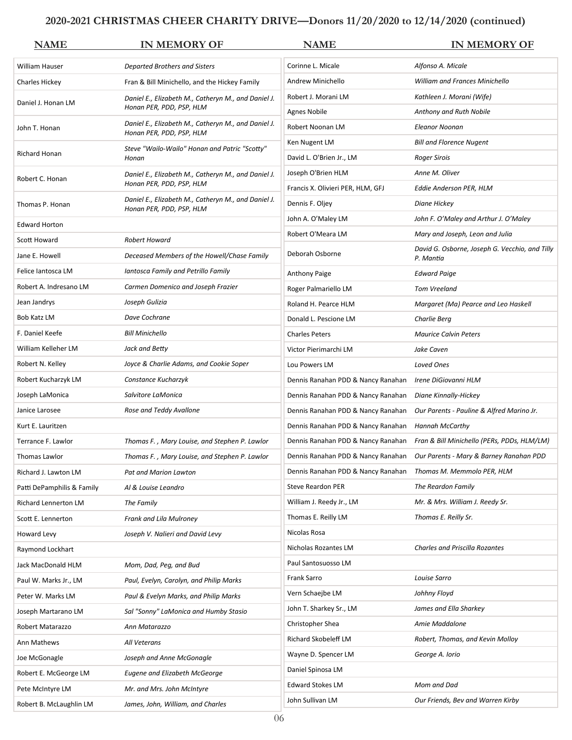## 2020-2021 CHRISTMAS CHEER CHARITY DRIVE—Donors 11/20/2020 to 12/14/2020 (continued)

| NAME | IN MEMORY OF |
|---|---|
| William Hauser | *Departed Brothers and Sisters* |
| Charles Hickey | *Fran & Bill Minichello, and the Hickey Family* |
| Daniel J. Honan LM | *Daniel E., Elizabeth M., Catheryn M., and Daniel J. Honan PER, PDD, PSP, HLM* |
| John T. Honan | *Daniel E., Elizabeth M., Catheryn M., and Daniel J. Honan PER, PDD, PSP, HLM* |
| Richard Honan | *Steve "Wailo-Wailo" Honan and Patric "Scotty" Honan* |
| Robert C. Honan | *Daniel E., Elizabeth M., Catheryn M., and Daniel J. Honan PER, PDD, PSP, HLM* |
| Thomas P. Honan | *Daniel E., Elizabeth M., Catheryn M., and Daniel J. Honan PER, PDD, PSP, HLM* |
| Edward Horton | |
| Scott Howard | *Robert Howard* |
| Jane E. Howell | *Deceased Members of the Howell/Chase Family* |
| Felice Iantosca LM | *Iantosca Family and Petrillo Family* |
| Robert A. Indresano LM | *Carmen Domenico and Joseph Frazier* |
| Jean Jandrys | *Joseph Gulizia* |
| Bob Katz LM | *Dave Cochrane* |
| F. Daniel Keefe | *Bill Minichello* |
| William Kelleher LM | *Jack and Betty* |
| Robert N. Kelley | *Joyce & Charlie Adams, and Cookie Soper* |
| Robert Kucharzyk LM | *Constance Kucharzyk* |
| Joseph LaMonica | *Salvitore LaMonica* |
| Janice Larosee | *Rose and Teddy Avallone* |
| Kurt E. Lauritzen | |
| Terrance F. Lawlor | *Thomas F. , Mary Louise, and Stephen P. Lawlor* |
| Thomas Lawlor | *Thomas F. , Mary Louise, and Stephen P. Lawlor* |
| Richard J. Lawton LM | *Pat and Marion Lawton* |
| Patti DePamphilis & Family | *Al & Louise Leandro* |
| Richard Lennerton LM | *The Family* |
| Scott E. Lennerton | *Frank and Lila Mulroney* |
| Howard Levy | *Joseph V. Nalieri and David Levy* |
| Raymond Lockhart | |
| Jack MacDonald HLM | *Mom, Dad, Peg, and Bud* |
| Paul W. Marks Jr., LM | *Paul, Evelyn, Carolyn, and Philip Marks* |
| Peter W. Marks LM | *Paul & Evelyn Marks, and Philip Marks* |
| Joseph Martarano LM | *Sal "Sonny" LaMonica and Humby Stasio* |
| Robert Matarazzo | *Ann Matarazzo* |
| Ann Mathews | *All Veterans* |
| Joe McGonagle | *Joseph and Anne McGonagle* |
| Robert E. McGeorge LM | *Eugene and Elizabeth McGeorge* |
| Pete McIntyre LM | *Mr. and Mrs. John McIntyre* |
| Robert B. McLaughlin LM | *James, John, William, and Charles* |
| Corinne L. Micale | *Alfonso A. Micale* |
| Andrew Minichello | *William and Frances Minichello* |
| Robert J. Morani LM | *Kathleen J. Morani (Wife)* |
| Agnes Nobile | *Anthony and Ruth Nobile* |
| Robert Noonan LM | *Eleanor Noonan* |
| Ken Nugent LM | *Bill and Florence Nugent* |
| David L. O'Brien Jr., LM | *Roger Sirois* |
| Joseph O'Brien HLM | *Anne M. Oliver* |
| Francis X. Olivieri PER, HLM, GFJ | *Eddie Anderson PER, HLM* |
| Dennis F. Oljey | *Diane Hickey* |
| John A. O'Maley LM | *John F. O'Maley and Arthur J. O'Maley* |
| Robert O'Meara LM | *Mary and Joseph, Leon and Julia* |
| Deborah Osborne | *David G. Osborne, Joseph G. Vecchio, and Tilly P. Mantia* |
| Anthony Paige | *Edward Paige* |
| Roger Palmariello LM | *Tom Vreeland* |
| Roland H. Pearce HLM | *Margaret (Ma) Pearce and Leo Haskell* |
| Donald L. Pescione LM | *Charlie Berg* |
| Charles Peters | *Maurice Calvin Peters* |
| Victor Pierimarchi LM | *Jake Caven* |
| Lou Powers LM | *Loved Ones* |
| Dennis Ranahan PDD & Nancy Ranahan | *Irene DiGiovanni HLM* |
| Dennis Ranahan PDD & Nancy Ranahan | *Diane Kinnally-Hickey* |
| Dennis Ranahan PDD & Nancy Ranahan | *Our Parents - Pauline & Alfred Marino Jr.* |
| Dennis Ranahan PDD & Nancy Ranahan | *Hannah McCarthy* |
| Dennis Ranahan PDD & Nancy Ranahan | *Fran & Bill Minichello (PERs, PDDs, HLM/LM)* |
| Dennis Ranahan PDD & Nancy Ranahan | *Our Parents - Mary & Barney Ranahan PDD* |
| Dennis Ranahan PDD & Nancy Ranahan | *Thomas M. Memmolo PER, HLM* |
| Steve Reardon PER | *The Reardon Family* |
| William J. Reedy Jr., LM | *Mr. & Mrs. William J. Reedy Sr.* |
| Thomas E. Reilly LM | *Thomas E. Reilly Sr.* |
| Nicolas Rosa | |
| Nicholas Rozantes LM | *Charles and Priscilla Rozantes* |
| Paul Santosuosso LM | |
| Frank Sarro | *Louise Sarro* |
| Vern Schaejbe LM | *Johhny Floyd* |
| John T. Sharkey Sr., LM | *James and Ella Sharkey* |
| Christopher Shea | *Amie Maddalone* |
| Richard Skobeleff LM | *Robert, Thomas, and Kevin Molloy* |
| Wayne D. Spencer LM | *George A. Iorio* |
| Daniel Spinosa LM | |
| Edward Stokes LM | *Mom and Dad* |
| John Sullivan LM | *Our Friends, Bev and Warren Kirby* |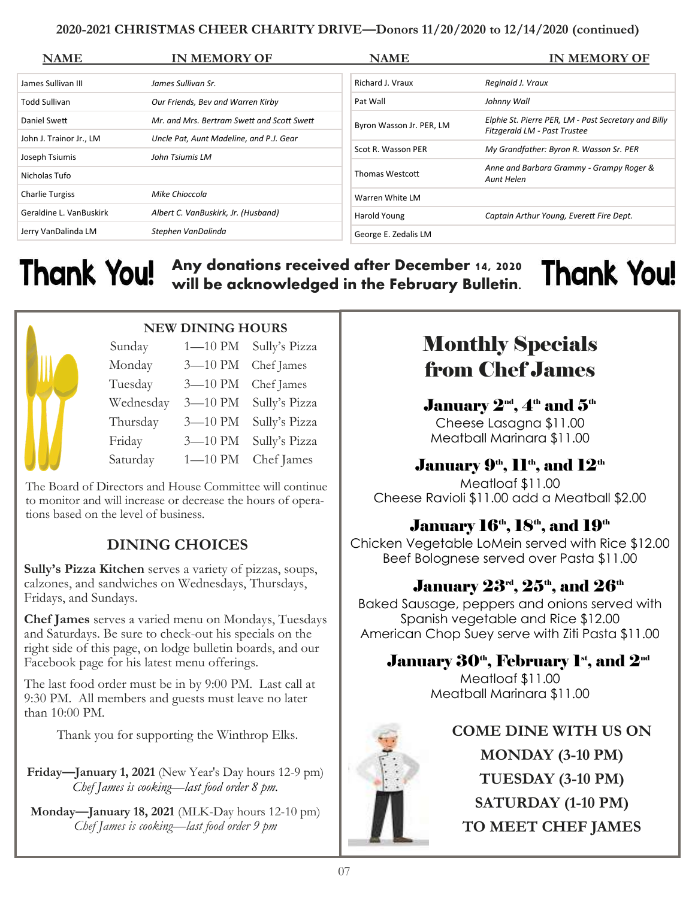## 2020-2021 CHRISTMAS CHEER CHARITY DRIVE—Donors 11/20/2020 to 12/14/2020 (continued)

| NAME | IN MEMORY OF |
|---|---|
| James Sullivan III | *James Sullivan Sr.* |
| Todd Sullivan | *Our Friends, Bev and Warren Kirby* |
| Daniel Swett | *Mr. and Mrs. Bertram Swett and Scott Swett* |
| John J. Trainor Jr., LM | *Uncle Pat, Aunt Madeline, and P.J. Gear* |
| Joseph Tsiumis | *John Tsiumis LM* |
| Nicholas Tufo | |
| Charlie Turgiss | *Mike Chioccola* |
| Geraldine L. VanBuskirk | *Albert C. VanBuskirk, Jr. (Husband)* |
| Jerry VanDalinda LM | *Stephen VanDalinda* |
| Richard J. Vraux | *Reginald J. Vraux* |
| Pat Wall | *Johnny Wall* |
| Byron Wasson Jr. PER, LM | *Elphie St. Pierre PER, LM - Past Secretary and Billy Fitzgerald LM - Past Trustee* |
| Scot R. Wasson PER | *My Grandfather: Byron R. Wasson Sr. PER* |
| Thomas Westcott | *Anne and Barbara Grammy - Grampy Roger & Aunt Helen* |
| Warren White LM | |
| Harold Young | *Captain Arthur Young, Everett Fire Dept.* |
| George E. Zedalis LM | |

**Thank You!** **Any donations received after December 14, 2020 will be acknowledged in the February Bulletin.** **Thank You!**

### NEW DINING HOURS

| Day | Hours | |
|---|---|---|
| Sunday | 1—10 PM | Sully's Pizza |
| Monday | 3—10 PM | Chef James |
| Tuesday | 3—10 PM | Chef James |
| Wednesday | 3—10 PM | Sully's Pizza |
| Thursday | 3—10 PM | Sully's Pizza |
| Friday | 3—10 PM | Sully's Pizza |
| Saturday | 1—10 PM | Chef James |

The Board of Directors and House Committee will continue to monitor and will increase or decrease the hours of operations based on the level of business.

### DINING CHOICES

**Sully's Pizza Kitchen** serves a variety of pizzas, soups, calzones, and sandwiches on Wednesdays, Thursdays, Fridays, and Sundays.

**Chef James** serves a varied menu on Mondays, Tuesdays and Saturdays. Be sure to check-out his specials on the right side of this page, on lodge bulletin boards, and our Facebook page for his latest menu offerings.

The last food order must be in by 9:00 PM. Last call at 9:30 PM. All members and guests must leave no later than 10:00 PM.

Thank you for supporting the Winthrop Elks.

**Friday—January 1, 2021** (New Year's Day hours 12-9 pm)
*Chef James is cooking—last food order 8 pm.*

**Monday—January 18, 2021** (MLK-Day hours 12-10 pm)
*Chef James is cooking—last food order 9 pm*

## Monthly Specials from Chef James

### January 2nd, 4th and 5th
Cheese Lasagna $11.00
Meatball Marinara $11.00

### January 9th, 11th, and 12th
Meatloaf $11.00
Cheese Ravioli $11.00 add a Meatball $2.00

### January 16th, 18th, and 19th
Chicken Vegetable LoMein served with Rice $12.00
Beef Bolognese served over Pasta $11.00

### January 23rd, 25th, and 26th
Baked Sausage, peppers and onions served with Spanish vegetable and Rice $12.00
American Chop Suey serve with Ziti Pasta $11.00

### January 30th, February 1st, and 2nd
Meatloaf $11.00
Meatball Marinara $11.00

**COME DINE WITH US ON**
**MONDAY (3-10 PM)**
**TUESDAY (3-10 PM)**
**SATURDAY (1-10 PM)**
**TO MEET CHEF JAMES**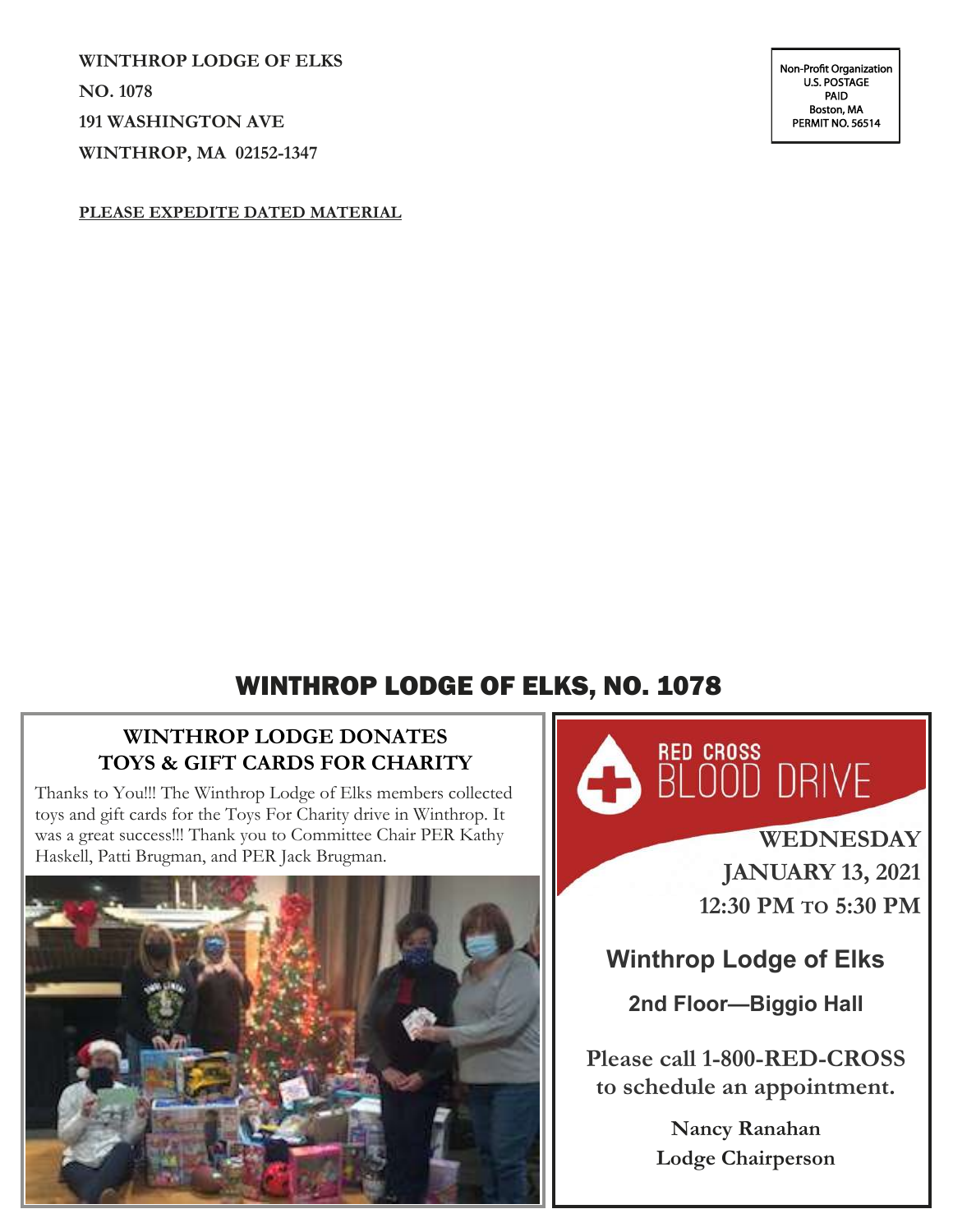**WINTHROP LODGE OF ELKS**

**NO. 1078**

**191 WASHINGTON AVE**

**WINTHROP, MA 02152-1347**

**PLEASE EXPEDITE DATED MATERIAL**

Non-Profit Organization
U.S. POSTAGE
PAID
Boston, MA
PERMIT NO. 56514

# WINTHROP LODGE OF ELKS, NO. 1078

## WINTHROP LODGE DONATES TOYS & GIFT CARDS FOR CHARITY

Thanks to You!!! The Winthrop Lodge of Elks members collected toys and gift cards for the Toys For Charity drive in Winthrop. It was a great success!!! Thank you to Committee Chair PER Kathy Haskell, Patti Brugman, and PER Jack Brugman.

## RED CROSS BLOOD DRIVE

**WEDNESDAY**
**JANUARY 13, 2021**
**12:30 PM TO 5:30 PM**

**Winthrop Lodge of Elks**

**2nd Floor—Biggio Hall**

**Please call 1-800-RED-CROSS to schedule an appointment.**

**Nancy Ranahan**
**Lodge Chairperson**